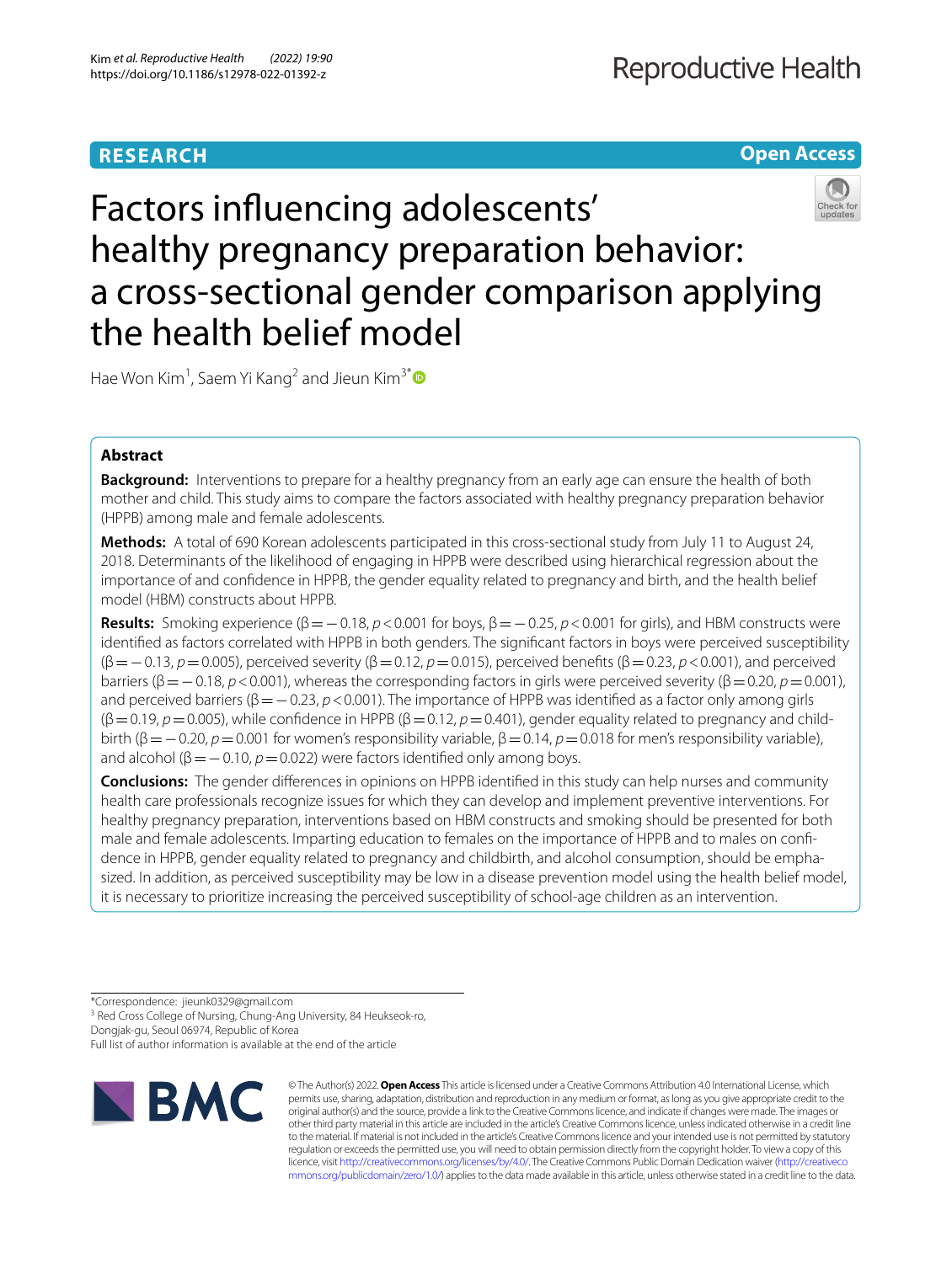RESEARCH

Open Access

# Factors influencing adolescents' healthy pregnancy preparation behavior: a cross-sectional gender comparison applying the health belief model

Hae Won Kim[1], Saem Yi Kang[2] and Jieun Kim[3*]

## Abstract

**Background:** Interventions to prepare for a healthy pregnancy from an early age can ensure the health of both mother and child. This study aims to compare the factors associated with healthy pregnancy preparation behavior (HPPB) among male and female adolescents.

**Methods:** A total of 690 Korean adolescents participated in this cross-sectional study from July 11 to August 24, 2018. Determinants of the likelihood of engaging in HPPB were described using hierarchical regression about the importance of and confidence in HPPB, the gender equality related to pregnancy and birth, and the health belief model (HBM) constructs about HPPB.

**Results:** Smoking experience (β = −0.18, $p < 0.001$ for boys, β = −0.25, $p < 0.001$ for girls), and HBM constructs were identified as factors correlated with HPPB in both genders. The significant factors in boys were perceived susceptibility (β = −0.13, $p = 0.005$), perceived severity (β = 0.12, $p = 0.015$), perceived benefits (β = 0.23, $p < 0.001$), and perceived barriers (β = −0.18, $p < 0.001$), whereas the corresponding factors in girls were perceived severity (β = 0.20, $p = 0.001$), and perceived barriers (β = −0.23, $p < 0.001$). The importance of HPPB was identified as a factor only among girls (β = 0.19, $p = 0.005$), while confidence in HPPB (β = 0.12, $p = 0.401$), gender equality related to pregnancy and childbirth (β = −0.20, $p = 0.001$ for women's responsibility variable, β = 0.14, $p = 0.018$ for men's responsibility variable), and alcohol (β = −0.10, $p = 0.022$) were factors identified only among boys.

**Conclusions:** The gender differences in opinions on HPPB identified in this study can help nurses and community health care professionals recognize issues for which they can develop and implement preventive interventions. For healthy pregnancy preparation, interventions based on HBM constructs and smoking should be presented for both male and female adolescents. Imparting education to females on the importance of HPPB and to males on confidence in HPPB, gender equality related to pregnancy and childbirth, and alcohol consumption, should be emphasized. In addition, as perceived susceptibility may be low in a disease prevention model using the health belief model, it is necessary to prioritize increasing the perceived susceptibility of school-age children as an intervention.

*Correspondence: jieunk0329@gmail.com

[3] Red Cross College of Nursing, Chung-Ang University, 84 Heukseok-ro, Dongjak-gu, Seoul 06974, Republic of Korea

Full list of author information is available at the end of the article

© The Author(s) 2022. **Open Access** This article is licensed under a Creative Commons Attribution 4.0 International License, which permits use, sharing, adaptation, distribution and reproduction in any medium or format, as long as you give appropriate credit to the original author(s) and the source, provide a link to the Creative Commons licence, and indicate if changes were made. The images or other third party material in this article are included in the article's Creative Commons licence, unless indicated otherwise in a credit line to the material. If material is not included in the article's Creative Commons licence and your intended use is not permitted by statutory regulation or exceeds the permitted use, you will need to obtain permission directly from the copyright holder. To view a copy of this licence, visit http://creativecommons.org/licenses/by/4.0/. The Creative Commons Public Domain Dedication waiver (http://creativecommons.org/publicdomain/zero/1.0/) applies to the data made available in this article, unless otherwise stated in a credit line to the data.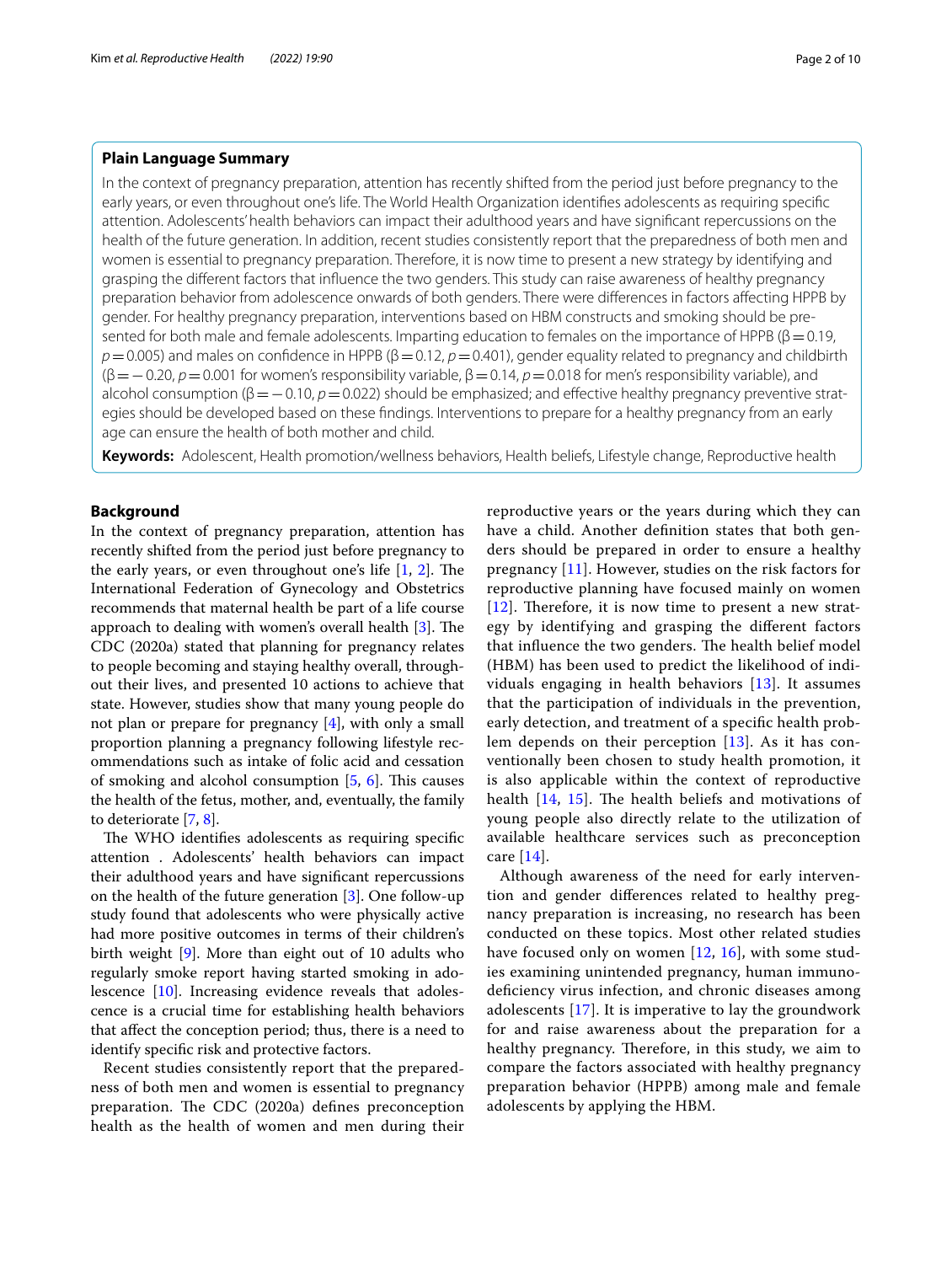**Plain Language Summary**

In the context of pregnancy preparation, attention has recently shifted from the period just before pregnancy to the early years, or even throughout one's life. The World Health Organization identifies adolescents as requiring specific attention. Adolescents' health behaviors can impact their adulthood years and have significant repercussions on the health of the future generation. In addition, recent studies consistently report that the preparedness of both men and women is essential to pregnancy preparation. Therefore, it is now time to present a new strategy by identifying and grasping the different factors that influence the two genders. This study can raise awareness of healthy pregnancy preparation behavior from adolescence onwards of both genders. There were differences in factors affecting HPPB by gender. For healthy pregnancy preparation, interventions based on HBM constructs and smoking should be presented for both male and female adolescents. Imparting education to females on the importance of HPPB ($\beta = 0.19$, $p = 0.005$) and males on confidence in HPPB ($\beta = 0.12$, $p = 0.401$), gender equality related to pregnancy and childbirth ($\beta = -0.20$, $p = 0.001$ for women's responsibility variable, $\beta = 0.14$, $p = 0.018$ for men's responsibility variable), and alcohol consumption ($\beta = -0.10$, $p = 0.022$) should be emphasized; and effective healthy pregnancy preventive strategies should be developed based on these findings. Interventions to prepare for a healthy pregnancy from an early age can ensure the health of both mother and child.

**Keywords:** Adolescent, Health promotion/wellness behaviors, Health beliefs, Lifestyle change, Reproductive health

## Background

In the context of pregnancy preparation, attention has recently shifted from the period just before pregnancy to the early years, or even throughout one's life [1, 2]. The International Federation of Gynecology and Obstetrics recommends that maternal health be part of a life course approach to dealing with women's overall health [3]. The CDC (2020a) stated that planning for pregnancy relates to people becoming and staying healthy overall, throughout their lives, and presented 10 actions to achieve that state. However, studies show that many young people do not plan or prepare for pregnancy [4], with only a small proportion planning a pregnancy following lifestyle recommendations such as intake of folic acid and cessation of smoking and alcohol consumption [5, 6]. This causes the health of the fetus, mother, and, eventually, the family to deteriorate [7, 8].

The WHO identifies adolescents as requiring specific attention . Adolescents' health behaviors can impact their adulthood years and have significant repercussions on the health of the future generation [3]. One follow-up study found that adolescents who were physically active had more positive outcomes in terms of their children's birth weight [9]. More than eight out of 10 adults who regularly smoke report having started smoking in adolescence [10]. Increasing evidence reveals that adolescence is a crucial time for establishing health behaviors that affect the conception period; thus, there is a need to identify specific risk and protective factors.

Recent studies consistently report that the preparedness of both men and women is essential to pregnancy preparation. The CDC (2020a) defines preconception health as the health of women and men during their reproductive years or the years during which they can have a child. Another definition states that both genders should be prepared in order to ensure a healthy pregnancy [11]. However, studies on the risk factors for reproductive planning have focused mainly on women [12]. Therefore, it is now time to present a new strategy by identifying and grasping the different factors that influence the two genders. The health belief model (HBM) has been used to predict the likelihood of individuals engaging in health behaviors [13]. It assumes that the participation of individuals in the prevention, early detection, and treatment of a specific health problem depends on their perception [13]. As it has conventionally been chosen to study health promotion, it is also applicable within the context of reproductive health [14, 15]. The health beliefs and motivations of young people also directly relate to the utilization of available healthcare services such as preconception care [14].

Although awareness of the need for early intervention and gender differences related to healthy pregnancy preparation is increasing, no research has been conducted on these topics. Most other related studies have focused only on women [12, 16], with some studies examining unintended pregnancy, human immunodeficiency virus infection, and chronic diseases among adolescents [17]. It is imperative to lay the groundwork for and raise awareness about the preparation for a healthy pregnancy. Therefore, in this study, we aim to compare the factors associated with healthy pregnancy preparation behavior (HPPB) among male and female adolescents by applying the HBM.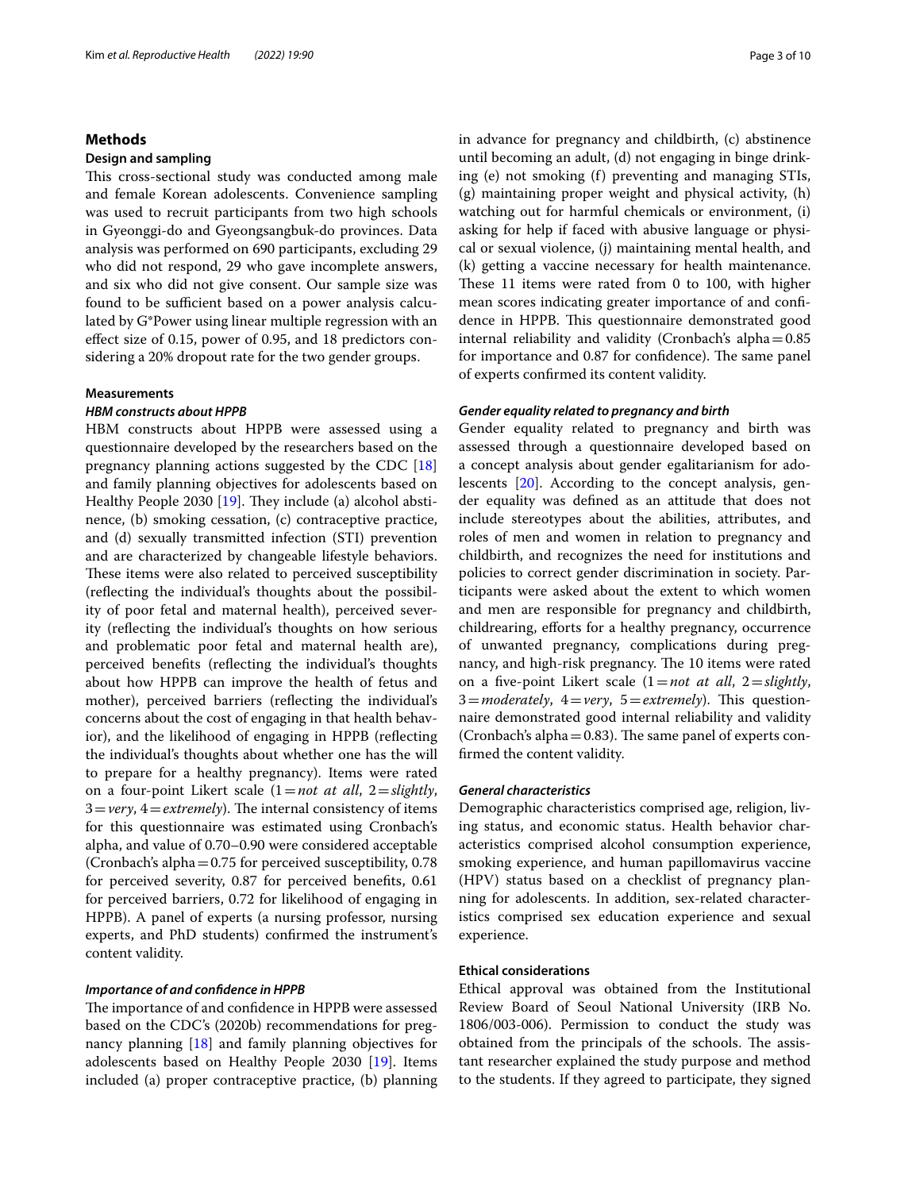## Methods

### Design and sampling

This cross-sectional study was conducted among male and female Korean adolescents. Convenience sampling was used to recruit participants from two high schools in Gyeonggi-do and Gyeongsangbuk-do provinces. Data analysis was performed on 690 participants, excluding 29 who did not respond, 29 who gave incomplete answers, and six who did not give consent. Our sample size was found to be sufficient based on a power analysis calculated by G*Power using linear multiple regression with an effect size of 0.15, power of 0.95, and 18 predictors considering a 20% dropout rate for the two gender groups.

### Measurements

#### *HBM constructs about HPPB*

HBM constructs about HPPB were assessed using a questionnaire developed by the researchers based on the pregnancy planning actions suggested by the CDC [18] and family planning objectives for adolescents based on Healthy People 2030 [19]. They include (a) alcohol abstinence, (b) smoking cessation, (c) contraceptive practice, and (d) sexually transmitted infection (STI) prevention and are characterized by changeable lifestyle behaviors. These items were also related to perceived susceptibility (reflecting the individual's thoughts about the possibility of poor fetal and maternal health), perceived severity (reflecting the individual's thoughts on how serious and problematic poor fetal and maternal health are), perceived benefits (reflecting the individual's thoughts about how HPPB can improve the health of fetus and mother), perceived barriers (reflecting the individual's concerns about the cost of engaging in that health behavior), and the likelihood of engaging in HPPB (reflecting the individual's thoughts about whether one has the will to prepare for a healthy pregnancy). Items were rated on a four-point Likert scale (1 = *not at all*, 2 = *slightly*, 3 = *very*, 4 = *extremely*). The internal consistency of items for this questionnaire was estimated using Cronbach's alpha, and value of 0.70–0.90 were considered acceptable (Cronbach's alpha = 0.75 for perceived susceptibility, 0.78 for perceived severity, 0.87 for perceived benefits, 0.61 for perceived barriers, 0.72 for likelihood of engaging in HPPB). A panel of experts (a nursing professor, nursing experts, and PhD students) confirmed the instrument's content validity.

#### *Importance of and confidence in HPPB*

The importance of and confidence in HPPB were assessed based on the CDC's (2020b) recommendations for pregnancy planning [18] and family planning objectives for adolescents based on Healthy People 2030 [19]. Items included (a) proper contraceptive practice, (b) planning in advance for pregnancy and childbirth, (c) abstinence until becoming an adult, (d) not engaging in binge drinking (e) not smoking (f) preventing and managing STIs, (g) maintaining proper weight and physical activity, (h) watching out for harmful chemicals or environment, (i) asking for help if faced with abusive language or physical or sexual violence, (j) maintaining mental health, and (k) getting a vaccine necessary for health maintenance. These 11 items were rated from 0 to 100, with higher mean scores indicating greater importance of and confidence in HPPB. This questionnaire demonstrated good internal reliability and validity (Cronbach's alpha = 0.85 for importance and 0.87 for confidence). The same panel of experts confirmed its content validity.

#### *Gender equality related to pregnancy and birth*

Gender equality related to pregnancy and birth was assessed through a questionnaire developed based on a concept analysis about gender egalitarianism for adolescents [20]. According to the concept analysis, gender equality was defined as an attitude that does not include stereotypes about the abilities, attributes, and roles of men and women in relation to pregnancy and childbirth, and recognizes the need for institutions and policies to correct gender discrimination in society. Participants were asked about the extent to which women and men are responsible for pregnancy and childbirth, childrearing, efforts for a healthy pregnancy, occurrence of unwanted pregnancy, complications during pregnancy, and high-risk pregnancy. The 10 items were rated on a five-point Likert scale (1 = *not at all*, 2 = *slightly*, 3 = *moderately*, 4 = *very*, 5 = *extremely*). This questionnaire demonstrated good internal reliability and validity (Cronbach's alpha = 0.83). The same panel of experts confirmed the content validity.

#### *General characteristics*

Demographic characteristics comprised age, religion, living status, and economic status. Health behavior characteristics comprised alcohol consumption experience, smoking experience, and human papillomavirus vaccine (HPV) status based on a checklist of pregnancy planning for adolescents. In addition, sex-related characteristics comprised sex education experience and sexual experience.

### Ethical considerations

Ethical approval was obtained from the Institutional Review Board of Seoul National University (IRB No. 1806/003-006). Permission to conduct the study was obtained from the principals of the schools. The assistant researcher explained the study purpose and method to the students. If they agreed to participate, they signed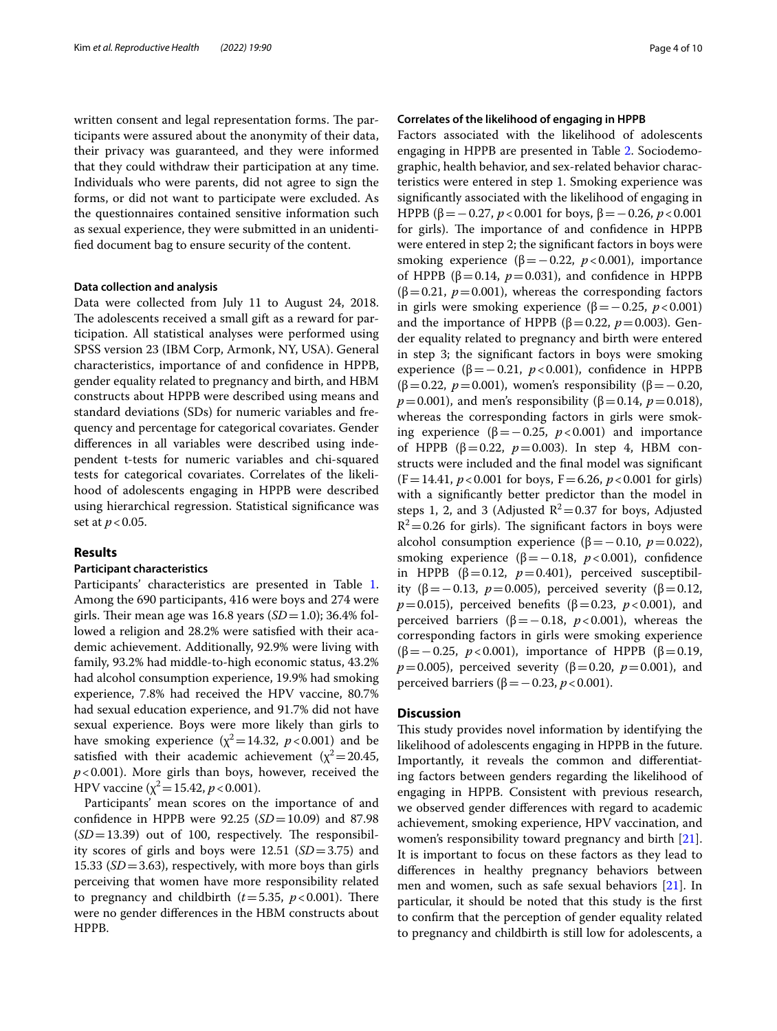written consent and legal representation forms. The participants were assured about the anonymity of their data, their privacy was guaranteed, and they were informed that they could withdraw their participation at any time. Individuals who were parents, did not agree to sign the forms, or did not want to participate were excluded. As the questionnaires contained sensitive information such as sexual experience, they were submitted in an unidentified document bag to ensure security of the content.

### Data collection and analysis

Data were collected from July 11 to August 24, 2018. The adolescents received a small gift as a reward for participation. All statistical analyses were performed using SPSS version 23 (IBM Corp, Armonk, NY, USA). General characteristics, importance of and confidence in HPPB, gender equality related to pregnancy and birth, and HBM constructs about HPPB were described using means and standard deviations (SDs) for numeric variables and frequency and percentage for categorical covariates. Gender differences in all variables were described using independent t-tests for numeric variables and chi-squared tests for categorical covariates. Correlates of the likelihood of adolescents engaging in HPPB were described using hierarchical regression. Statistical significance was set at $p < 0.05$.

## Results

### Participant characteristics

Participants' characteristics are presented in Table 1. Among the 690 participants, 416 were boys and 274 were girls. Their mean age was 16.8 years (*SD* = 1.0); 36.4% followed a religion and 28.2% were satisfied with their academic achievement. Additionally, 92.9% were living with family, 93.2% had middle-to-high economic status, 43.2% had alcohol consumption experience, 19.9% had smoking experience, 7.8% had received the HPV vaccine, 80.7% had sexual education experience, and 91.7% did not have sexual experience. Boys were more likely than girls to have smoking experience ($\chi^2 = 14.32$, $p < 0.001$) and be satisfied with their academic achievement ($\chi^2 = 20.45$, $p < 0.001$). More girls than boys, however, received the HPV vaccine ($\chi^2 = 15.42$, $p < 0.001$).

Participants' mean scores on the importance of and confidence in HPPB were 92.25 (*SD* = 10.09) and 87.98 (*SD* = 13.39) out of 100, respectively. The responsibility scores of girls and boys were 12.51 (*SD* = 3.75) and 15.33 (*SD* = 3.63), respectively, with more boys than girls perceiving that women have more responsibility related to pregnancy and childbirth ($t = 5.35$, $p < 0.001$). There were no gender differences in the HBM constructs about HPPB.

### Correlates of the likelihood of engaging in HPPB

Factors associated with the likelihood of adolescents engaging in HPPB are presented in Table 2. Sociodemographic, health behavior, and sex-related behavior characteristics were entered in step 1. Smoking experience was significantly associated with the likelihood of engaging in HPPB ($\beta = -0.27$, $p < 0.001$ for boys, $\beta = -0.26$, $p < 0.001$ for girls). The importance of and confidence in HPPB were entered in step 2; the significant factors in boys were smoking experience ($\beta = -0.22$, $p < 0.001$), importance of HPPB ($\beta = 0.14$, $p = 0.031$), and confidence in HPPB ($\beta = 0.21$, $p = 0.001$), whereas the corresponding factors in girls were smoking experience ($\beta = -0.25$, $p < 0.001$) and the importance of HPPB ($\beta = 0.22$, $p = 0.003$). Gender equality related to pregnancy and birth were entered in step 3; the significant factors in boys were smoking experience ($\beta = -0.21$, $p < 0.001$), confidence in HPPB ($\beta = 0.22$, $p = 0.001$), women's responsibility ($\beta = -0.20$, $p = 0.001$), and men's responsibility ($\beta = 0.14$, $p = 0.018$), whereas the corresponding factors in girls were smoking experience ($\beta = -0.25$, $p < 0.001$) and importance of HPPB ($\beta = 0.22$, $p = 0.003$). In step 4, HBM constructs were included and the final model was significant ($F = 14.41$, $p < 0.001$ for boys, $F = 6.26$, $p < 0.001$ for girls) with a significantly better predictor than the model in steps 1, 2, and 3 (Adjusted $R^2 = 0.37$ for boys, Adjusted $R^2 = 0.26$ for girls). The significant factors in boys were alcohol consumption experience ($\beta = -0.10$, $p = 0.022$), smoking experience ($\beta = -0.18$, $p < 0.001$), confidence in HPPB ($\beta = 0.12$, $p = 0.401$), perceived susceptibility ($\beta = -0.13$, $p = 0.005$), perceived severity ($\beta = 0.12$, $p = 0.015$), perceived benefits ($\beta = 0.23$, $p < 0.001$), and perceived barriers ($\beta = -0.18$, $p < 0.001$), whereas the corresponding factors in girls were smoking experience ($\beta = -0.25$, $p < 0.001$), importance of HPPB ($\beta = 0.19$, $p = 0.005$), perceived severity ($\beta = 0.20$, $p = 0.001$), and perceived barriers ($\beta = -0.23$, $p < 0.001$).

## Discussion

This study provides novel information by identifying the likelihood of adolescents engaging in HPPB in the future. Importantly, it reveals the common and differentiating factors between genders regarding the likelihood of engaging in HPPB. Consistent with previous research, we observed gender differences with regard to academic achievement, smoking experience, HPV vaccination, and women's responsibility toward pregnancy and birth [21]. It is important to focus on these factors as they lead to differences in healthy pregnancy behaviors between men and women, such as safe sexual behaviors [21]. In particular, it should be noted that this study is the first to confirm that the perception of gender equality related to pregnancy and childbirth is still low for adolescents, a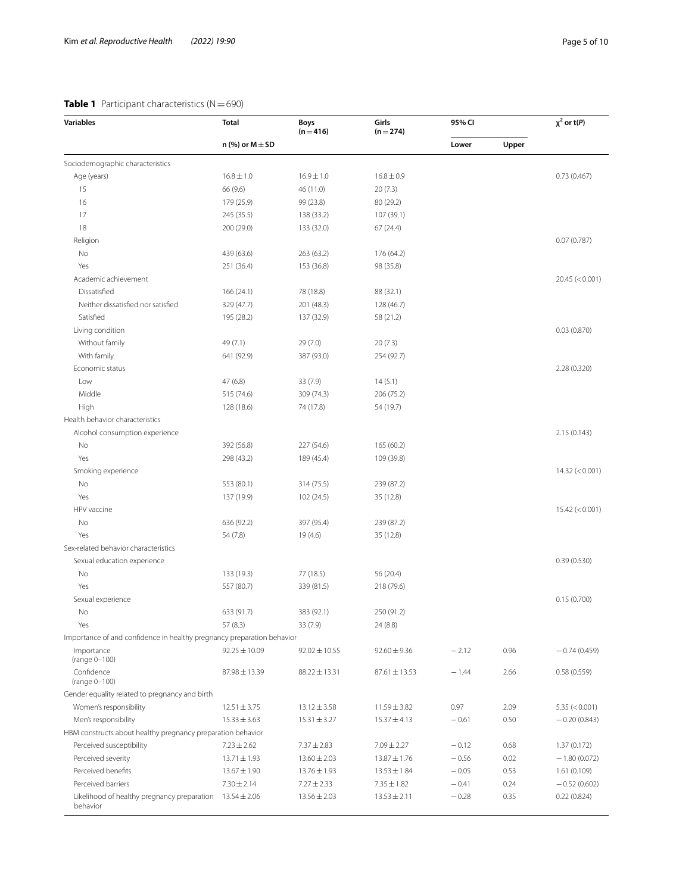**Table 1** Participant characteristics (N = 690)

| Variables | Total | Boys (n = 416) | Girls (n = 274) | 95% CI | | $\chi^2$ or t(*P*) |
|---|---|---|---|---|---|---|
| | n (%) or M ± SD | | | Lower | Upper | |
| Sociodemographic characteristics | | | | | | |
| Age (years) | 16.8 ± 1.0 | 16.9 ± 1.0 | 16.8 ± 0.9 | | | 0.73 (0.467) |
| 15 | 66 (9.6) | 46 (11.0) | 20 (7.3) | | | |
| 16 | 179 (25.9) | 99 (23.8) | 80 (29.2) | | | |
| 17 | 245 (35.5) | 138 (33.2) | 107 (39.1) | | | |
| 18 | 200 (29.0) | 133 (32.0) | 67 (24.4) | | | |
| Religion | | | | | | 0.07 (0.787) |
| No | 439 (63.6) | 263 (63.2) | 176 (64.2) | | | |
| Yes | 251 (36.4) | 153 (36.8) | 98 (35.8) | | | |
| Academic achievement | | | | | | 20.45 (< 0.001) |
| Dissatisfied | 166 (24.1) | 78 (18.8) | 88 (32.1) | | | |
| Neither dissatisfied nor satisfied | 329 (47.7) | 201 (48.3) | 128 (46.7) | | | |
| Satisfied | 195 (28.2) | 137 (32.9) | 58 (21.2) | | | |
| Living condition | | | | | | 0.03 (0.870) |
| Without family | 49 (7.1) | 29 (7.0) | 20 (7.3) | | | |
| With family | 641 (92.9) | 387 (93.0) | 254 (92.7) | | | |
| Economic status | | | | | | 2.28 (0.320) |
| Low | 47 (6.8) | 33 (7.9) | 14 (5.1) | | | |
| Middle | 515 (74.6) | 309 (74.3) | 206 (75.2) | | | |
| High | 128 (18.6) | 74 (17.8) | 54 (19.7) | | | |
| Health behavior characteristics | | | | | | |
| Alcohol consumption experience | | | | | | 2.15 (0.143) |
| No | 392 (56.8) | 227 (54.6) | 165 (60.2) | | | |
| Yes | 298 (43.2) | 189 (45.4) | 109 (39.8) | | | |
| Smoking experience | | | | | | 14.32 (< 0.001) |
| No | 553 (80.1) | 314 (75.5) | 239 (87.2) | | | |
| Yes | 137 (19.9) | 102 (24.5) | 35 (12.8) | | | |
| HPV vaccine | | | | | | 15.42 (< 0.001) |
| No | 636 (92.2) | 397 (95.4) | 239 (87.2) | | | |
| Yes | 54 (7.8) | 19 (4.6) | 35 (12.8) | | | |
| Sex-related behavior characteristics | | | | | | |
| Sexual education experience | | | | | | 0.39 (0.530) |
| No | 133 (19.3) | 77 (18.5) | 56 (20.4) | | | |
| Yes | 557 (80.7) | 339 (81.5) | 218 (79.6) | | | |
| Sexual experience | | | | | | 0.15 (0.700) |
| No | 633 (91.7) | 383 (92.1) | 250 (91.2) | | | |
| Yes | 57 (8.3) | 33 (7.9) | 24 (8.8) | | | |
| Importance of and confidence in healthy pregnancy preparation behavior | | | | | | |
| Importance (range 0–100) | 92.25 ± 10.09 | 92.02 ± 10.55 | 92.60 ± 9.36 | −2.12 | 0.96 | −0.74 (0.459) |
| Confidence (range 0–100) | 87.98 ± 13.39 | 88.22 ± 13.31 | 87.61 ± 13.53 | −1.44 | 2.66 | 0.58 (0.559) |
| Gender equality related to pregnancy and birth | | | | | | |
| Women's responsibility | 12.51 ± 3.75 | 13.12 ± 3.58 | 11.59 ± 3.82 | 0.97 | 2.09 | 5.35 (< 0.001) |
| Men's responsibility | 15.33 ± 3.63 | 15.31 ± 3.27 | 15.37 ± 4.13 | −0.61 | 0.50 | −0.20 (0.843) |
| HBM constructs about healthy pregnancy preparation behavior | | | | | | |
| Perceived susceptibility | 7.23 ± 2.62 | 7.37 ± 2.83 | 7.09 ± 2.27 | −0.12 | 0.68 | 1.37 (0.172) |
| Perceived severity | 13.71 ± 1.93 | 13.60 ± 2.03 | 13.87 ± 1.76 | −0.56 | 0.02 | −1.80 (0.072) |
| Perceived benefits | 13.67 ± 1.90 | 13.76 ± 1.93 | 13.53 ± 1.84 | −0.05 | 0.53 | 1.61 (0.109) |
| Perceived barriers | 7.30 ± 2.14 | 7.27 ± 2.33 | 7.35 ± 1.82 | −0.41 | 0.24 | −0.52 (0.602) |
| Likelihood of healthy pregnancy preparation behavior | 13.54 ± 2.06 | 13.56 ± 2.03 | 13.53 ± 2.11 | −0.28 | 0.35 | 0.22 (0.824) |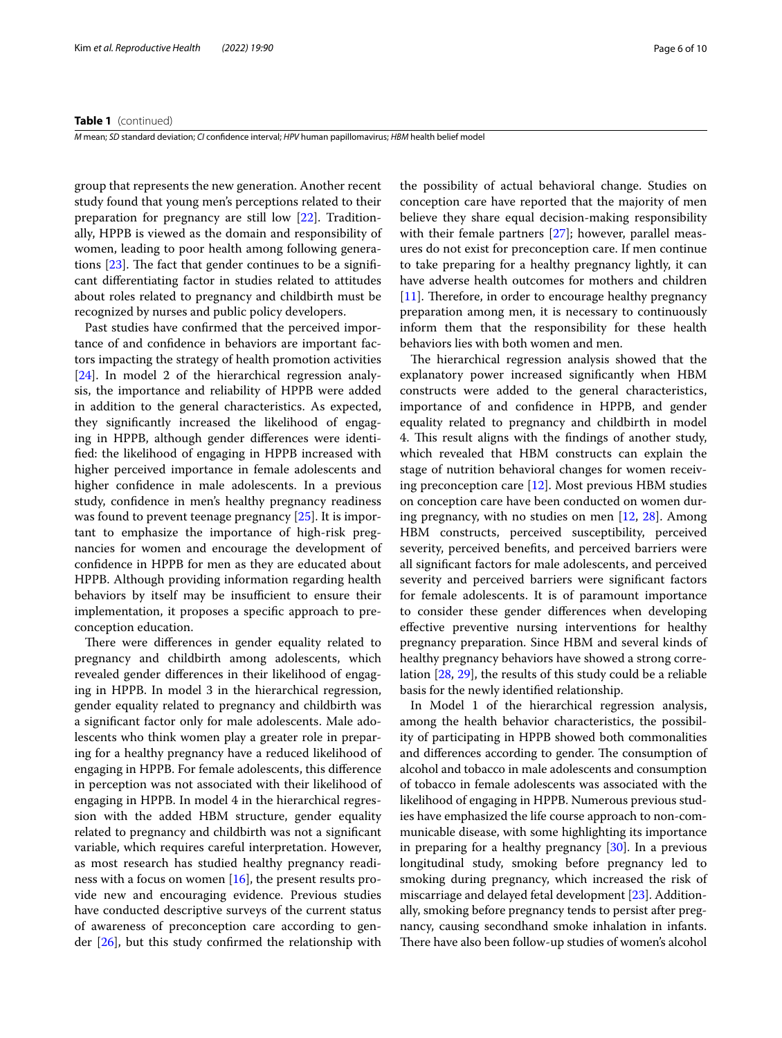**Table 1** (continued)

*M* mean; *SD* standard deviation; *CI* confidence interval; *HPV* human papillomavirus; *HBM* health belief model

group that represents the new generation. Another recent study found that young men's perceptions related to their preparation for pregnancy are still low [22]. Traditionally, HPPB is viewed as the domain and responsibility of women, leading to poor health among following generations [23]. The fact that gender continues to be a significant differentiating factor in studies related to attitudes about roles related to pregnancy and childbirth must be recognized by nurses and public policy developers.

Past studies have confirmed that the perceived importance of and confidence in behaviors are important factors impacting the strategy of health promotion activities [24]. In model 2 of the hierarchical regression analysis, the importance and reliability of HPPB were added in addition to the general characteristics. As expected, they significantly increased the likelihood of engaging in HPPB, although gender differences were identified: the likelihood of engaging in HPPB increased with higher perceived importance in female adolescents and higher confidence in male adolescents. In a previous study, confidence in men's healthy pregnancy readiness was found to prevent teenage pregnancy [25]. It is important to emphasize the importance of high-risk pregnancies for women and encourage the development of confidence in HPPB for men as they are educated about HPPB. Although providing information regarding health behaviors by itself may be insufficient to ensure their implementation, it proposes a specific approach to preconception education.

There were differences in gender equality related to pregnancy and childbirth among adolescents, which revealed gender differences in their likelihood of engaging in HPPB. In model 3 in the hierarchical regression, gender equality related to pregnancy and childbirth was a significant factor only for male adolescents. Male adolescents who think women play a greater role in preparing for a healthy pregnancy have a reduced likelihood of engaging in HPPB. For female adolescents, this difference in perception was not associated with their likelihood of engaging in HPPB. In model 4 in the hierarchical regression with the added HBM structure, gender equality related to pregnancy and childbirth was not a significant variable, which requires careful interpretation. However, as most research has studied healthy pregnancy readiness with a focus on women [16], the present results provide new and encouraging evidence. Previous studies have conducted descriptive surveys of the current status of awareness of preconception care according to gender [26], but this study confirmed the relationship with the possibility of actual behavioral change. Studies on conception care have reported that the majority of men believe they share equal decision-making responsibility with their female partners [27]; however, parallel measures do not exist for preconception care. If men continue to take preparing for a healthy pregnancy lightly, it can have adverse health outcomes for mothers and children [11]. Therefore, in order to encourage healthy pregnancy preparation among men, it is necessary to continuously inform them that the responsibility for these health behaviors lies with both women and men.

The hierarchical regression analysis showed that the explanatory power increased significantly when HBM constructs were added to the general characteristics, importance of and confidence in HPPB, and gender equality related to pregnancy and childbirth in model 4. This result aligns with the findings of another study, which revealed that HBM constructs can explain the stage of nutrition behavioral changes for women receiving preconception care [12]. Most previous HBM studies on conception care have been conducted on women during pregnancy, with no studies on men [12, 28]. Among HBM constructs, perceived susceptibility, perceived severity, perceived benefits, and perceived barriers were all significant factors for male adolescents, and perceived severity and perceived barriers were significant factors for female adolescents. It is of paramount importance to consider these gender differences when developing effective preventive nursing interventions for healthy pregnancy preparation. Since HBM and several kinds of healthy pregnancy behaviors have showed a strong correlation [28, 29], the results of this study could be a reliable basis for the newly identified relationship.

In Model 1 of the hierarchical regression analysis, among the health behavior characteristics, the possibility of participating in HPPB showed both commonalities and differences according to gender. The consumption of alcohol and tobacco in male adolescents and consumption of tobacco in female adolescents was associated with the likelihood of engaging in HPPB. Numerous previous studies have emphasized the life course approach to non-communicable disease, with some highlighting its importance in preparing for a healthy pregnancy [30]. In a previous longitudinal study, smoking before pregnancy led to smoking during pregnancy, which increased the risk of miscarriage and delayed fetal development [23]. Additionally, smoking before pregnancy tends to persist after pregnancy, causing secondhand smoke inhalation in infants. There have also been follow-up studies of women's alcohol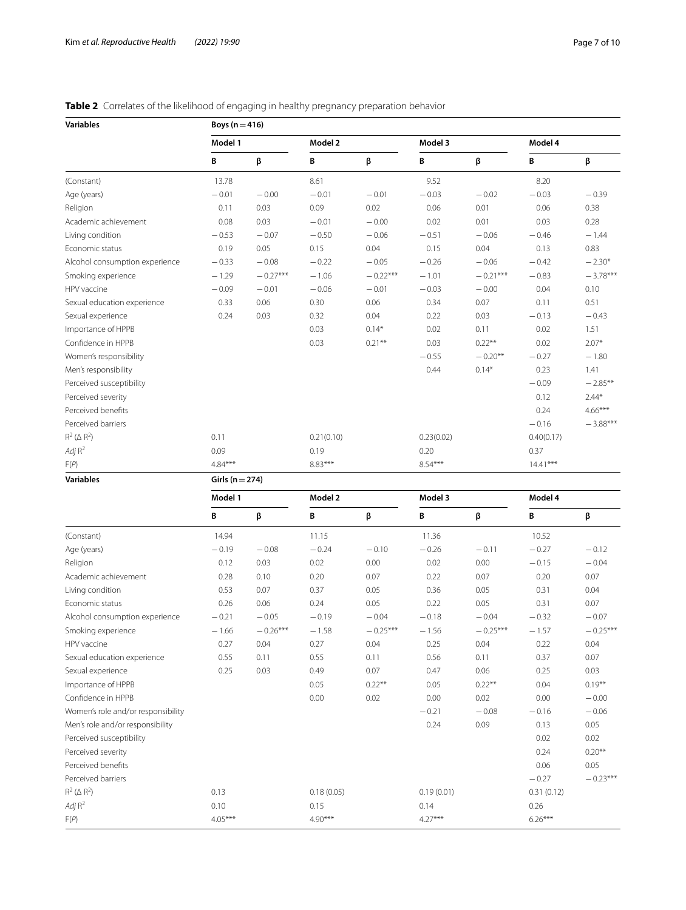**Table 2** Correlates of the likelihood of engaging in healthy pregnancy preparation behavior

| Variables | Boys (n = 416) | | | | | | | |
|---|---|---|---|---|---|---|---|---|
| | Model 1 | | Model 2 | | Model 3 | | Model 4 | |
| | B | β | B | β | B | β | B | β |
| (Constant) | 13.78 | | 8.61 | | 9.52 | | 8.20 | |
| Age (years) | −0.01 | −0.00 | −0.01 | −0.01 | −0.03 | −0.02 | −0.03 | −0.39 |
| Religion | 0.11 | 0.03 | 0.09 | 0.02 | 0.06 | 0.01 | 0.06 | 0.38 |
| Academic achievement | 0.08 | 0.03 | −0.01 | −0.00 | 0.02 | 0.01 | 0.03 | 0.28 |
| Living condition | −0.53 | −0.07 | −0.50 | −0.06 | −0.51 | −0.06 | −0.46 | −1.44 |
| Economic status | 0.19 | 0.05 | 0.15 | 0.04 | 0.15 | 0.04 | 0.13 | 0.83 |
| Alcohol consumption experience | −0.33 | −0.08 | −0.22 | −0.05 | −0.26 | −0.06 | −0.42 | −2.30* |
| Smoking experience | −1.29 | −0.27*** | −1.06 | −0.22*** | −1.01 | −0.21*** | −0.83 | −3.78*** |
| HPV vaccine | −0.09 | −0.01 | −0.06 | −0.01 | −0.03 | −0.00 | 0.04 | 0.10 |
| Sexual education experience | 0.33 | 0.06 | 0.30 | 0.06 | 0.34 | 0.07 | 0.11 | 0.51 |
| Sexual experience | 0.24 | 0.03 | 0.32 | 0.04 | 0.22 | 0.03 | −0.13 | −0.43 |
| Importance of HPPB | | | 0.03 | 0.14* | 0.02 | 0.11 | 0.02 | 1.51 |
| Confidence in HPPB | | | 0.03 | 0.21** | 0.03 | 0.22** | 0.02 | 2.07* |
| Women's responsibility | | | | | −0.55 | −0.20** | −0.27 | −1.80 |
| Men's responsibility | | | | | 0.44 | 0.14* | 0.23 | 1.41 |
| Perceived susceptibility | | | | | | | −0.09 | −2.85** |
| Perceived severity | | | | | | | 0.12 | 2.44* |
| Perceived benefits | | | | | | | 0.24 | 4.66*** |
| Perceived barriers | | | | | | | −0.16 | −3.88*** |
| $R^2$ ($\Delta R^2$) | 0.11 | | 0.21(0.10) | | 0.23(0.02) | | 0.40(0.17) | |
| *Adj* $R^2$ | 0.09 | | 0.19 | | 0.20 | | 0.37 | |
| F(*P*) | 4.84*** | | 8.83*** | | 8.54*** | | 14.41*** | |
| **Variables** | **Girls (n = 274)** | | | | | | | |
| | Model 1 | | Model 2 | | Model 3 | | Model 4 | |
| | B | β | B | β | B | β | B | β |
| (Constant) | 14.94 | | 11.15 | | 11.36 | | 10.52 | |
| Age (years) | −0.19 | −0.08 | −0.24 | −0.10 | −0.26 | −0.11 | −0.27 | −0.12 |
| Religion | 0.12 | 0.03 | 0.02 | 0.00 | 0.02 | 0.00 | −0.15 | −0.04 |
| Academic achievement | 0.28 | 0.10 | 0.20 | 0.07 | 0.22 | 0.07 | 0.20 | 0.07 |
| Living condition | 0.53 | 0.07 | 0.37 | 0.05 | 0.36 | 0.05 | 0.31 | 0.04 |
| Economic status | 0.26 | 0.06 | 0.24 | 0.05 | 0.22 | 0.05 | 0.31 | 0.07 |
| Alcohol consumption experience | −0.21 | −0.05 | −0.19 | −0.04 | −0.18 | −0.04 | −0.32 | −0.07 |
| Smoking experience | −1.66 | −0.26*** | −1.58 | −0.25*** | −1.56 | −0.25*** | −1.57 | −0.25*** |
| HPV vaccine | 0.27 | 0.04 | 0.27 | 0.04 | 0.25 | 0.04 | 0.22 | 0.04 |
| Sexual education experience | 0.55 | 0.11 | 0.55 | 0.11 | 0.56 | 0.11 | 0.37 | 0.07 |
| Sexual experience | 0.25 | 0.03 | 0.49 | 0.07 | 0.47 | 0.06 | 0.25 | 0.03 |
| Importance of HPPB | | | 0.05 | 0.22** | 0.05 | 0.22** | 0.04 | 0.19** |
| Confidence in HPPB | | | 0.00 | 0.02 | 0.00 | 0.02 | 0.00 | −0.00 |
| Women's role and/or responsibility | | | | | −0.21 | −0.08 | −0.16 | −0.06 |
| Men's role and/or responsibility | | | | | 0.24 | 0.09 | 0.13 | 0.05 |
| Perceived susceptibility | | | | | | | 0.02 | 0.02 |
| Perceived severity | | | | | | | 0.24 | 0.20** |
| Perceived benefits | | | | | | | 0.06 | 0.05 |
| Perceived barriers | | | | | | | −0.27 | −0.23*** |
| $R^2$ ($\Delta R^2$) | 0.13 | | 0.18 (0.05) | | 0.19 (0.01) | | 0.31 (0.12) | |
| *Adj* $R^2$ | 0.10 | | 0.15 | | 0.14 | | 0.26 | |
| F(*P*) | 4.05*** | | 4.90*** | | 4.27*** | | 6.26*** | |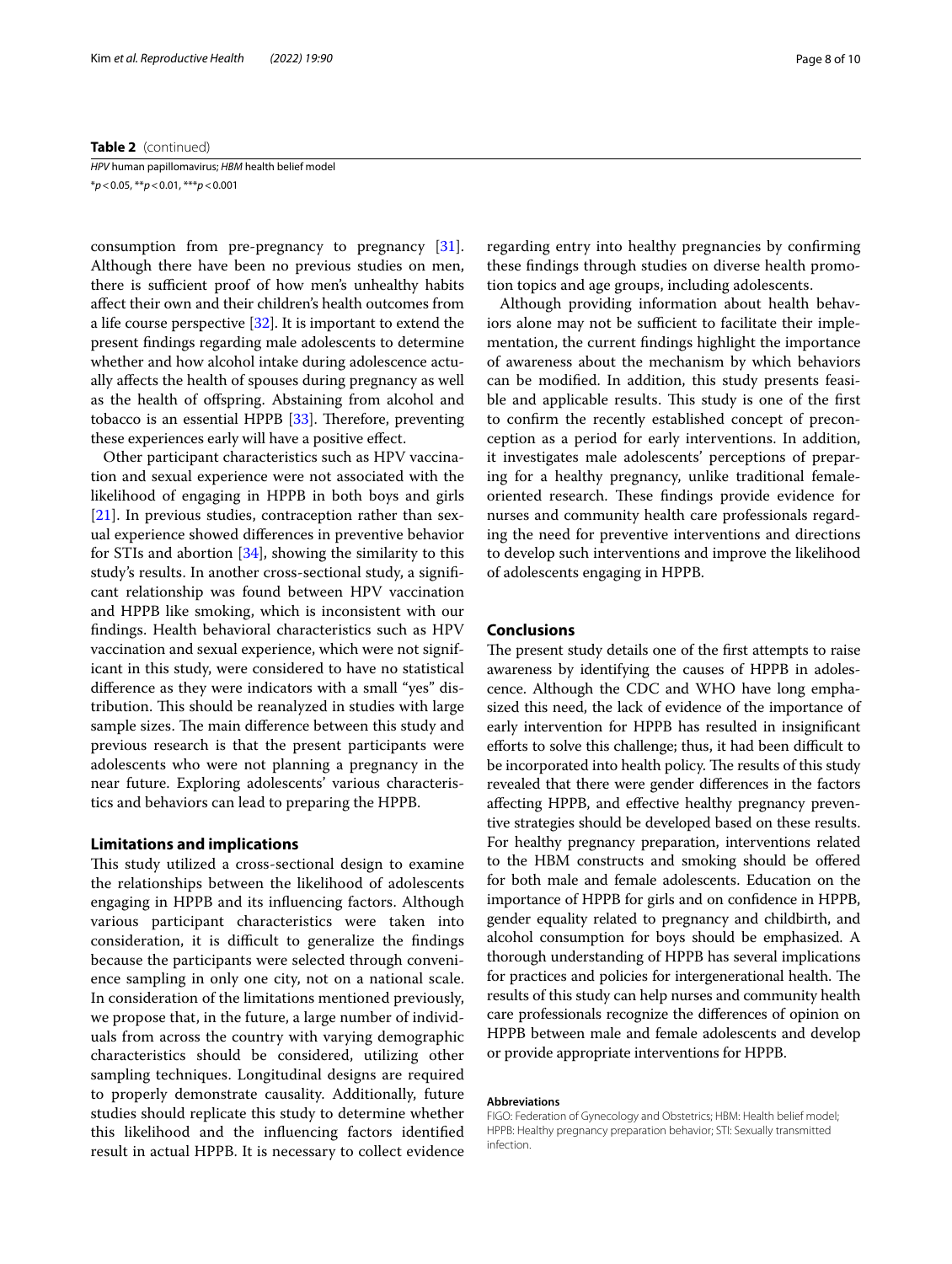**Table 2** (continued)

*HPV* human papillomavirus; *HBM* health belief model

*p < 0.05, **p < 0.01, ***p < 0.001

consumption from pre-pregnancy to pregnancy [31]. Although there have been no previous studies on men, there is sufficient proof of how men's unhealthy habits affect their own and their children's health outcomes from a life course perspective [32]. It is important to extend the present findings regarding male adolescents to determine whether and how alcohol intake during adolescence actually affects the health of spouses during pregnancy as well as the health of offspring. Abstaining from alcohol and tobacco is an essential HPPB [33]. Therefore, preventing these experiences early will have a positive effect.

Other participant characteristics such as HPV vaccination and sexual experience were not associated with the likelihood of engaging in HPPB in both boys and girls [21]. In previous studies, contraception rather than sexual experience showed differences in preventive behavior for STIs and abortion [34], showing the similarity to this study's results. In another cross-sectional study, a significant relationship was found between HPV vaccination and HPPB like smoking, which is inconsistent with our findings. Health behavioral characteristics such as HPV vaccination and sexual experience, which were not significant in this study, were considered to have no statistical difference as they were indicators with a small "yes" distribution. This should be reanalyzed in studies with large sample sizes. The main difference between this study and previous research is that the present participants were adolescents who were not planning a pregnancy in the near future. Exploring adolescents' various characteristics and behaviors can lead to preparing the HPPB.

## Limitations and implications

This study utilized a cross-sectional design to examine the relationships between the likelihood of adolescents engaging in HPPB and its influencing factors. Although various participant characteristics were taken into consideration, it is difficult to generalize the findings because the participants were selected through convenience sampling in only one city, not on a national scale. In consideration of the limitations mentioned previously, we propose that, in the future, a large number of individuals from across the country with varying demographic characteristics should be considered, utilizing other sampling techniques. Longitudinal designs are required to properly demonstrate causality. Additionally, future studies should replicate this study to determine whether this likelihood and the influencing factors identified result in actual HPPB. It is necessary to collect evidence regarding entry into healthy pregnancies by confirming these findings through studies on diverse health promotion topics and age groups, including adolescents.

Although providing information about health behaviors alone may not be sufficient to facilitate their implementation, the current findings highlight the importance of awareness about the mechanism by which behaviors can be modified. In addition, this study presents feasible and applicable results. This study is one of the first to confirm the recently established concept of preconception as a period for early interventions. In addition, it investigates male adolescents' perceptions of preparing for a healthy pregnancy, unlike traditional female-oriented research. These findings provide evidence for nurses and community health care professionals regarding the need for preventive interventions and directions to develop such interventions and improve the likelihood of adolescents engaging in HPPB.

## Conclusions

The present study details one of the first attempts to raise awareness by identifying the causes of HPPB in adolescence. Although the CDC and WHO have long emphasized this need, the lack of evidence of the importance of early intervention for HPPB has resulted in insignificant efforts to solve this challenge; thus, it had been difficult to be incorporated into health policy. The results of this study revealed that there were gender differences in the factors affecting HPPB, and effective healthy pregnancy preventive strategies should be developed based on these results. For healthy pregnancy preparation, interventions related to the HBM constructs and smoking should be offered for both male and female adolescents. Education on the importance of HPPB for girls and on confidence in HPPB, gender equality related to pregnancy and childbirth, and alcohol consumption for boys should be emphasized. A thorough understanding of HPPB has several implications for practices and policies for intergenerational health. The results of this study can help nurses and community health care professionals recognize the differences of opinion on HPPB between male and female adolescents and develop or provide appropriate interventions for HPPB.

#### Abbreviations

FIGO: Federation of Gynecology and Obstetrics; HBM: Health belief model; HPPB: Healthy pregnancy preparation behavior; STI: Sexually transmitted infection.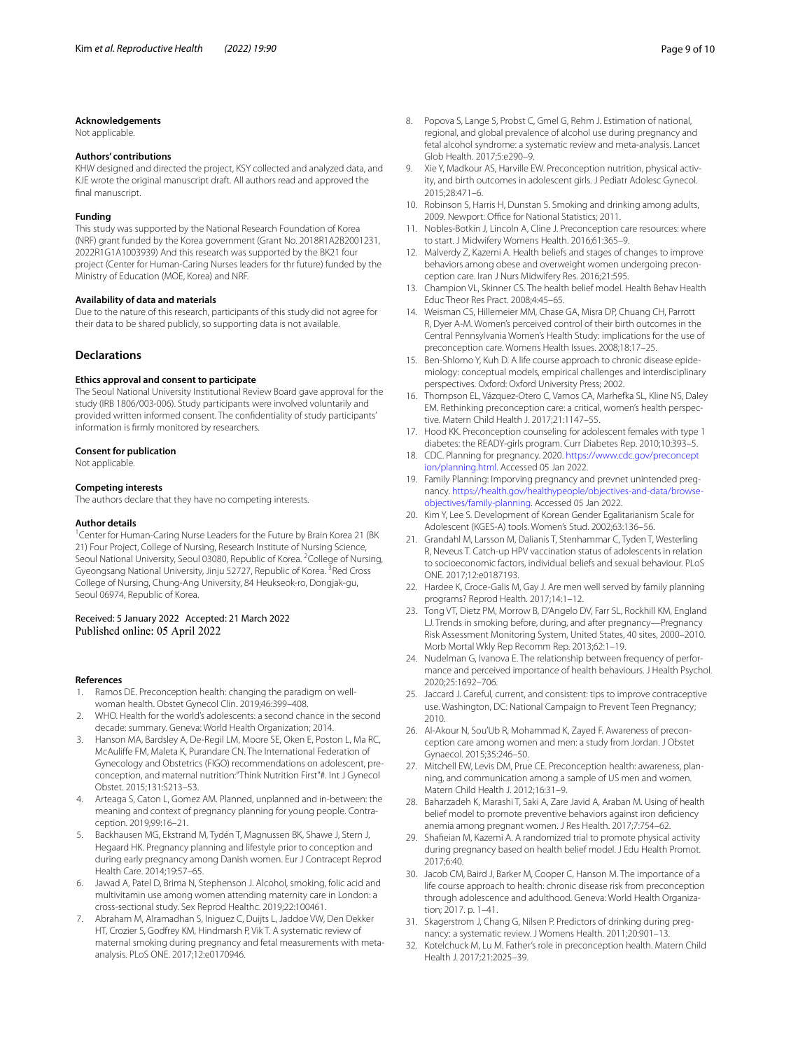### Acknowledgements

Not applicable.

### Authors' contributions

KHW designed and directed the project, KSY collected and analyzed data, and KJE wrote the original manuscript draft. All authors read and approved the final manuscript.

### Funding

This study was supported by the National Research Foundation of Korea (NRF) grant funded by the Korea government (Grant No. 2018R1A2B2001231, 2022R1G1A1003939) And this research was supported by the BK21 four project (Center for Human-Caring Nurses leaders for thr future) funded by the Ministry of Education (MOE, Korea) and NRF.

### Availability of data and materials

Due to the nature of this research, participants of this study did not agree for their data to be shared publicly, so supporting data is not available.

## Declarations

### Ethics approval and consent to participate

The Seoul National University Institutional Review Board gave approval for the study (IRB 1806/003-006). Study participants were involved voluntarily and provided written informed consent. The confidentiality of study participants' information is firmly monitored by researchers.

### Consent for publication

Not applicable.

### Competing interests

The authors declare that they have no competing interests.

### Author details

[1]Center for Human-Caring Nurse Leaders for the Future by Brain Korea 21 (BK 21) Four Project, College of Nursing, Research Institute of Nursing Science, Seoul National University, Seoul 03080, Republic of Korea. [2]College of Nursing, Gyeongsang National University, Jinju 52727, Republic of Korea. [3]Red Cross College of Nursing, Chung-Ang University, 84 Heukseok-ro, Dongjak-gu, Seoul 06974, Republic of Korea.

Received: 5 January 2022 Accepted: 21 March 2022
Published online: 05 April 2022

### References

1. Ramos DE. Preconception health: changing the paradigm on well-woman health. Obstet Gynecol Clin. 2019;46:399–408.
2. WHO. Health for the world's adolescents: a second chance in the second decade: summary. Geneva: World Health Organization; 2014.
3. Hanson MA, Bardsley A, De-Regil LM, Moore SE, Oken E, Poston L, Ma RC, McAuliffe FM, Maleta K, Purandare CN. The International Federation of Gynecology and Obstetrics (FIGO) recommendations on adolescent, preconception, and maternal nutrition:"Think Nutrition First"#. Int J Gynecol Obstet. 2015;131:S213–53.
4. Arteaga S, Caton L, Gomez AM. Planned, unplanned and in-between: the meaning and context of pregnancy planning for young people. Contraception. 2019;99:16–21.
5. Backhausen MG, Ekstrand M, Tydén T, Magnussen BK, Shawe J, Stern J, Hegaard HK. Pregnancy planning and lifestyle prior to conception and during early pregnancy among Danish women. Eur J Contracept Reprod Health Care. 2014;19:57–65.
6. Jawad A, Patel D, Brima N, Stephenson J. Alcohol, smoking, folic acid and multivitamin use among women attending maternity care in London: a cross-sectional study. Sex Reprod Healthc. 2019;22:100461.
7. Abraham M, Alramadhan S, Iniguez C, Duijts L, Jaddoe VW, Den Dekker HT, Crozier S, Godfrey KM, Hindmarsh P, Vik T. A systematic review of maternal smoking during pregnancy and fetal measurements with meta-analysis. PLoS ONE. 2017;12:e0170946.
8. Popova S, Lange S, Probst C, Gmel G, Rehm J. Estimation of national, regional, and global prevalence of alcohol use during pregnancy and fetal alcohol syndrome: a systematic review and meta-analysis. Lancet Glob Health. 2017;5:e290–9.
9. Xie Y, Madkour AS, Harville EW. Preconception nutrition, physical activity, and birth outcomes in adolescent girls. J Pediatr Adolesc Gynecol. 2015;28:471–6.
10. Robinson S, Harris H, Dunstan S. Smoking and drinking among adults, 2009. Newport: Office for National Statistics; 2011.
11. Nobles-Botkin J, Lincoln A, Cline J. Preconception care resources: where to start. J Midwifery Womens Health. 2016;61:365–9.
12. Malverdy Z, Kazemi A. Health beliefs and stages of changes to improve behaviors among obese and overweight women undergoing preconception care. Iran J Nurs Midwifery Res. 2016;21:595.
13. Champion VL, Skinner CS. The health belief model. Health Behav Health Educ Theor Res Pract. 2008;4:45–65.
14. Weisman CS, Hillemeier MM, Chase GA, Misra DP, Chuang CH, Parrott R, Dyer A-M. Women's perceived control of their birth outcomes in the Central Pennsylvania Women's Health Study: implications for the use of preconception care. Womens Health Issues. 2008;18:17–25.
15. Ben-Shlomo Y, Kuh D. A life course approach to chronic disease epidemiology: conceptual models, empirical challenges and interdisciplinary perspectives. Oxford: Oxford University Press; 2002.
16. Thompson EL, Vázquez-Otero C, Vamos CA, Marhefka SL, Kline NS, Daley EM. Rethinking preconception care: a critical, women's health perspective. Matern Child Health J. 2017;21:1147–55.
17. Hood KK. Preconception counseling for adolescent females with type 1 diabetes: the READY-girls program. Curr Diabetes Rep. 2010;10:393–5.
18. CDC. Planning for pregnancy. 2020. https://www.cdc.gov/preconception/planning.html. Accessed 05 Jan 2022.
19. Family Planning: Imporving pregnancy and prevnet unintended pregnancy. https://health.gov/healthypeople/objectives-and-data/browse-objectives/family-planning. Accessed 05 Jan 2022.
20. Kim Y, Lee S. Development of Korean Gender Egalitarianism Scale for Adolescent (KGES-A) tools. Women's Stud. 2002;63:136–56.
21. Grandahl M, Larsson M, Dalianis T, Stenhammar C, Tyden T, Westerling R, Neveus T. Catch-up HPV vaccination status of adolescents in relation to socioeconomic factors, individual beliefs and sexual behaviour. PLoS ONE. 2017;12:e0187193.
22. Hardee K, Croce-Galis M, Gay J. Are men well served by family planning programs? Reprod Health. 2017;14:1–12.
23. Tong VT, Dietz PM, Morrow B, D'Angelo DV, Farr SL, Rockhill KM, England LJ. Trends in smoking before, during, and after pregnancy—Pregnancy Risk Assessment Monitoring System, United States, 40 sites, 2000–2010. Morb Mortal Wkly Rep Recomm Rep. 2013;62:1–19.
24. Nudelman G, Ivanova E. The relationship between frequency of performance and perceived importance of health behaviours. J Health Psychol. 2020;25:1692–706.
25. Jaccard J. Careful, current, and consistent: tips to improve contraceptive use. Washington, DC: National Campaign to Prevent Teen Pregnancy; 2010.
26. Al-Akour N, Sou'Ub R, Mohammad K, Zayed F. Awareness of preconception care among women and men: a study from Jordan. J Obstet Gynaecol. 2015;35:246–50.
27. Mitchell EW, Levis DM, Prue CE. Preconception health: awareness, planning, and communication among a sample of US men and women. Matern Child Health J. 2012;16:31–9.
28. Baharzadeh K, Marashi T, Saki A, Zare Javid A, Araban M. Using of health belief model to promote preventive behaviors against iron deficiency anemia among pregnant women. J Res Health. 2017;7:754–62.
29. Shafieian M, Kazemi A. A randomized trial to promote physical activity during pregnancy based on health belief model. J Edu Health Promot. 2017;6:40.
30. Jacob CM, Baird J, Barker M, Cooper C, Hanson M. The importance of a life course approach to health: chronic disease risk from preconception through adolescence and adulthood. Geneva: World Health Organization; 2017. p. 1–41.
31. Skagerstrom J, Chang G, Nilsen P. Predictors of drinking during pregnancy: a systematic review. J Womens Health. 2011;20:901–13.
32. Kotelchuck M, Lu M. Father's role in preconception health. Matern Child Health J. 2017;21:2025–39.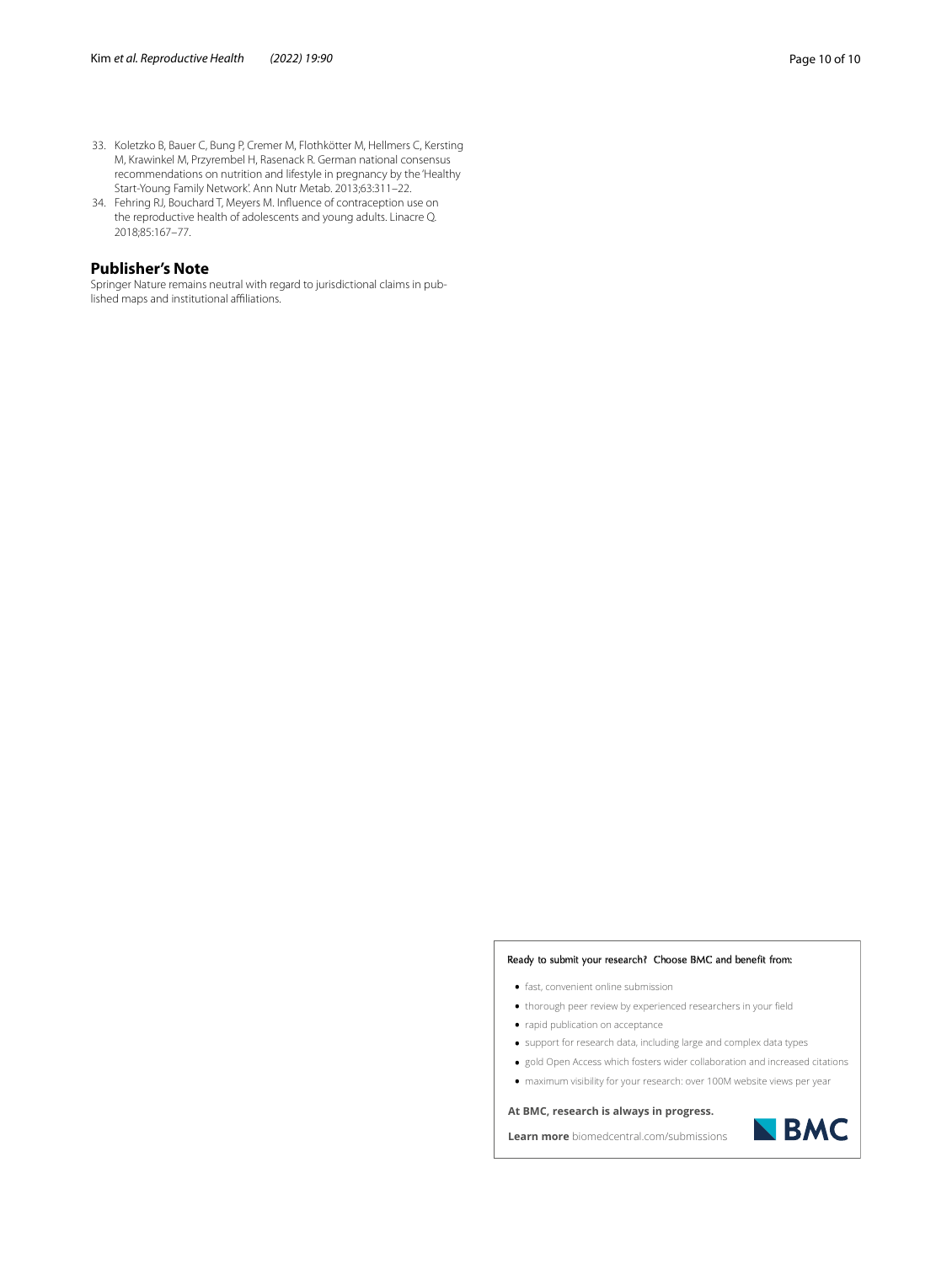33. Koletzko B, Bauer C, Bung P, Cremer M, Flothkötter M, Hellmers C, Kersting M, Krawinkel M, Przyrembel H, Rasenack R. German national consensus recommendations on nutrition and lifestyle in pregnancy by the 'Healthy Start-Young Family Network'. Ann Nutr Metab. 2013;63:311–22.
34. Fehring RJ, Bouchard T, Meyers M. Influence of contraception use on the reproductive health of adolescents and young adults. Linacre Q. 2018;85:167–77.

## Publisher's Note

Springer Nature remains neutral with regard to jurisdictional claims in published maps and institutional affiliations.

Ready to submit your research? Choose BMC and benefit from:

- fast, convenient online submission
- thorough peer review by experienced researchers in your field
- rapid publication on acceptance
- support for research data, including large and complex data types
- gold Open Access which fosters wider collaboration and increased citations
- maximum visibility for your research: over 100M website views per year

**At BMC, research is always in progress.**

**Learn more** biomedcentral.com/submissions

BMC